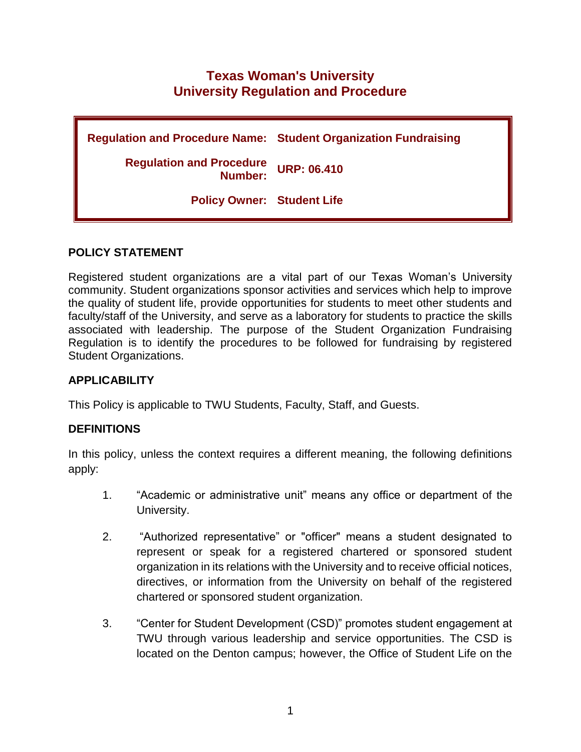# Texas Woman's University
# University Regulation and Procedure

| | |
|---|---|
| **Regulation and Procedure Name:** | **Student Organization Fundraising** |
| **Regulation and Procedure Number:** | **URP: 06.410** |
| **Policy Owner:** | **Student Life** |

## POLICY STATEMENT

Registered student organizations are a vital part of our Texas Woman's University community. Student organizations sponsor activities and services which help to improve the quality of student life, provide opportunities for students to meet other students and faculty/staff of the University, and serve as a laboratory for students to practice the skills associated with leadership. The purpose of the Student Organization Fundraising Regulation is to identify the procedures to be followed for fundraising by registered Student Organizations.

## APPLICABILITY

This Policy is applicable to TWU Students, Faculty, Staff, and Guests.

## DEFINITIONS

In this policy, unless the context requires a different meaning, the following definitions apply:

1. "Academic or administrative unit" means any office or department of the University.

2. "Authorized representative" or "officer" means a student designated to represent or speak for a registered chartered or sponsored student organization in its relations with the University and to receive official notices, directives, or information from the University on behalf of the registered chartered or sponsored student organization.

3. "Center for Student Development (CSD)" promotes student engagement at TWU through various leadership and service opportunities. The CSD is located on the Denton campus; however, the Office of Student Life on the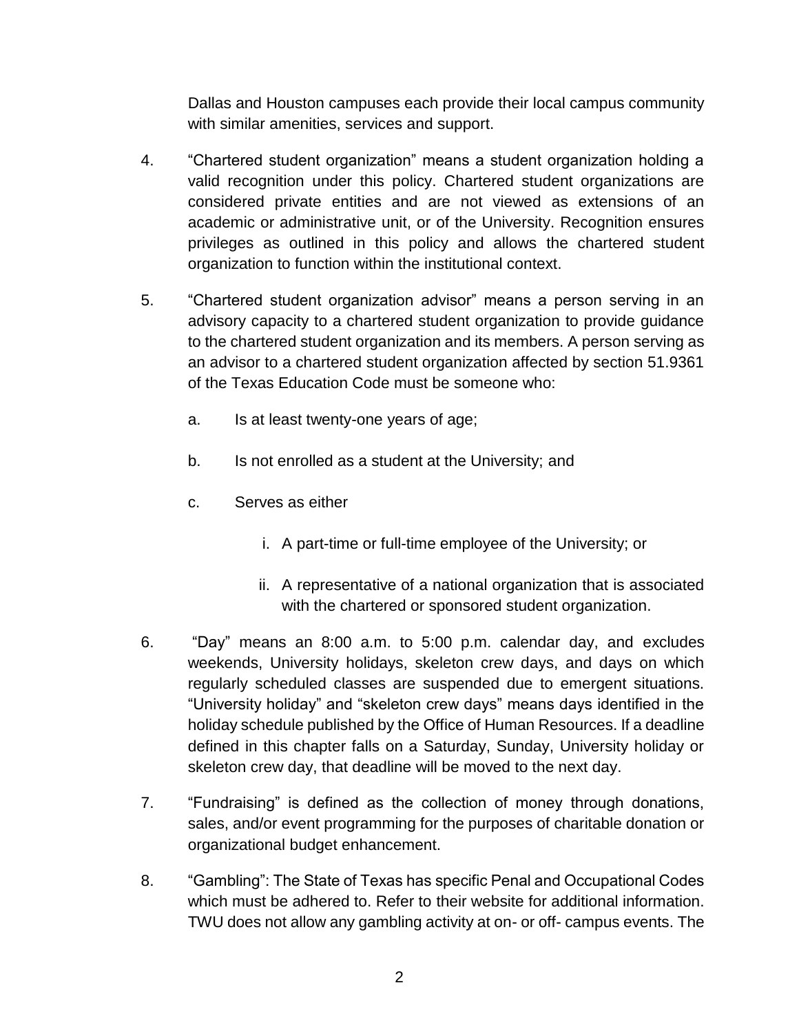Dallas and Houston campuses each provide their local campus community with similar amenities, services and support.

4. "Chartered student organization" means a student organization holding a valid recognition under this policy. Chartered student organizations are considered private entities and are not viewed as extensions of an academic or administrative unit, or of the University. Recognition ensures privileges as outlined in this policy and allows the chartered student organization to function within the institutional context.

5. "Chartered student organization advisor" means a person serving in an advisory capacity to a chartered student organization to provide guidance to the chartered student organization and its members. A person serving as an advisor to a chartered student organization affected by section 51.9361 of the Texas Education Code must be someone who:

   a. Is at least twenty-one years of age;

   b. Is not enrolled as a student at the University; and

   c. Serves as either

      i. A part-time or full-time employee of the University; or

      ii. A representative of a national organization that is associated with the chartered or sponsored student organization.

6. "Day" means an 8:00 a.m. to 5:00 p.m. calendar day, and excludes weekends, University holidays, skeleton crew days, and days on which regularly scheduled classes are suspended due to emergent situations. "University holiday" and "skeleton crew days" means days identified in the holiday schedule published by the Office of Human Resources. If a deadline defined in this chapter falls on a Saturday, Sunday, University holiday or skeleton crew day, that deadline will be moved to the next day.

7. "Fundraising" is defined as the collection of money through donations, sales, and/or event programming for the purposes of charitable donation or organizational budget enhancement.

8. "Gambling": The State of Texas has specific Penal and Occupational Codes which must be adhered to. Refer to their website for additional information. TWU does not allow any gambling activity at on- or off- campus events. The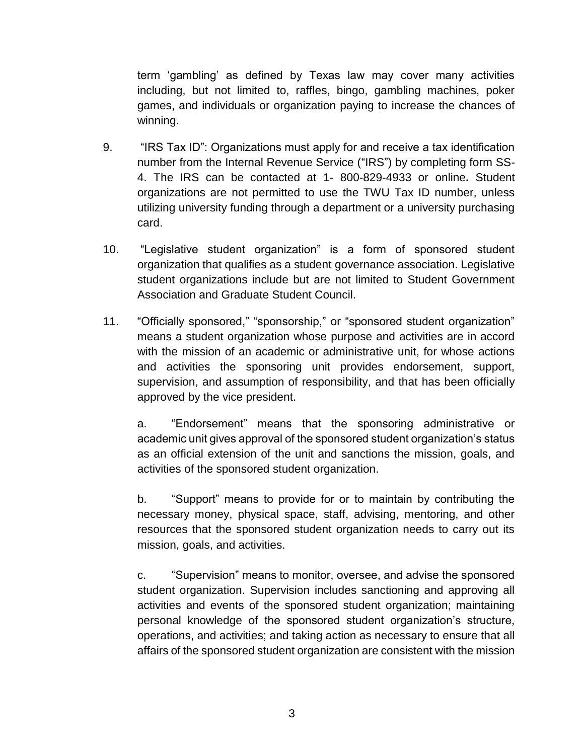term 'gambling' as defined by Texas law may cover many activities including, but not limited to, raffles, bingo, gambling machines, poker games, and individuals or organization paying to increase the chances of winning.

9. "IRS Tax ID": Organizations must apply for and receive a tax identification number from the Internal Revenue Service ("IRS") by completing form SS-4. The IRS can be contacted at 1- 800-829-4933 or online**.** Student organizations are not permitted to use the TWU Tax ID number, unless utilizing university funding through a department or a university purchasing card.

10. "Legislative student organization" is a form of sponsored student organization that qualifies as a student governance association. Legislative student organizations include but are not limited to Student Government Association and Graduate Student Council.

11. "Officially sponsored," "sponsorship," or "sponsored student organization" means a student organization whose purpose and activities are in accord with the mission of an academic or administrative unit, for whose actions and activities the sponsoring unit provides endorsement, support, supervision, and assumption of responsibility, and that has been officially approved by the vice president.

    a. "Endorsement" means that the sponsoring administrative or academic unit gives approval of the sponsored student organization's status as an official extension of the unit and sanctions the mission, goals, and activities of the sponsored student organization.

    b. "Support" means to provide for or to maintain by contributing the necessary money, physical space, staff, advising, mentoring, and other resources that the sponsored student organization needs to carry out its mission, goals, and activities.

    c. "Supervision" means to monitor, oversee, and advise the sponsored student organization. Supervision includes sanctioning and approving all activities and events of the sponsored student organization; maintaining personal knowledge of the sponsored student organization's structure, operations, and activities; and taking action as necessary to ensure that all affairs of the sponsored student organization are consistent with the mission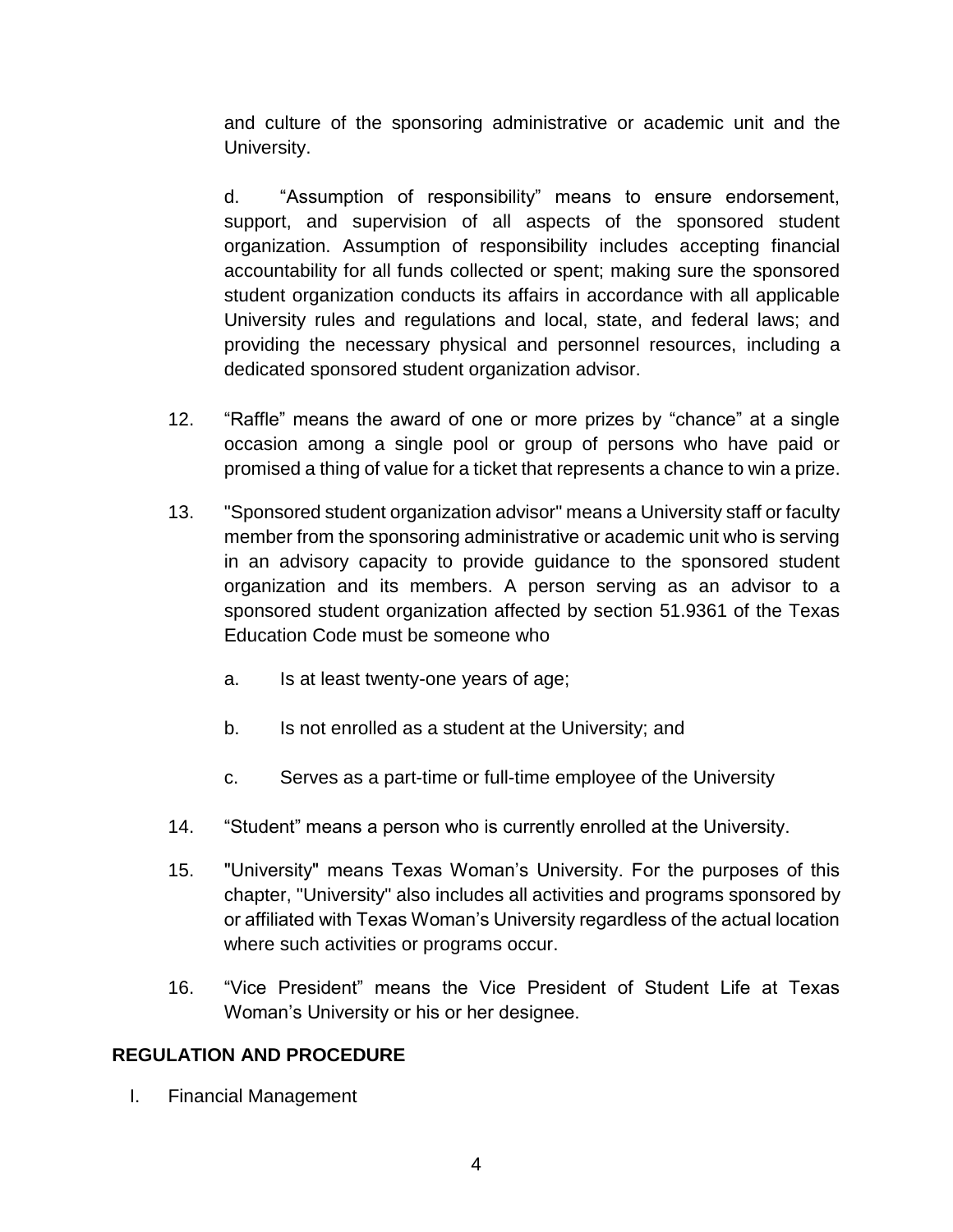and culture of the sponsoring administrative or academic unit and the University.

d. "Assumption of responsibility" means to ensure endorsement, support, and supervision of all aspects of the sponsored student organization. Assumption of responsibility includes accepting financial accountability for all funds collected or spent; making sure the sponsored student organization conducts its affairs in accordance with all applicable University rules and regulations and local, state, and federal laws; and providing the necessary physical and personnel resources, including a dedicated sponsored student organization advisor.

12. "Raffle" means the award of one or more prizes by "chance" at a single occasion among a single pool or group of persons who have paid or promised a thing of value for a ticket that represents a chance to win a prize.

13. "Sponsored student organization advisor" means a University staff or faculty member from the sponsoring administrative or academic unit who is serving in an advisory capacity to provide guidance to the sponsored student organization and its members. A person serving as an advisor to a sponsored student organization affected by section 51.9361 of the Texas Education Code must be someone who

    a. Is at least twenty-one years of age;

    b. Is not enrolled as a student at the University; and

    c. Serves as a part-time or full-time employee of the University

14. "Student" means a person who is currently enrolled at the University.

15. "University" means Texas Woman's University. For the purposes of this chapter, "University" also includes all activities and programs sponsored by or affiliated with Texas Woman's University regardless of the actual location where such activities or programs occur.

16. "Vice President" means the Vice President of Student Life at Texas Woman's University or his or her designee.

**REGULATION AND PROCEDURE**

I. Financial Management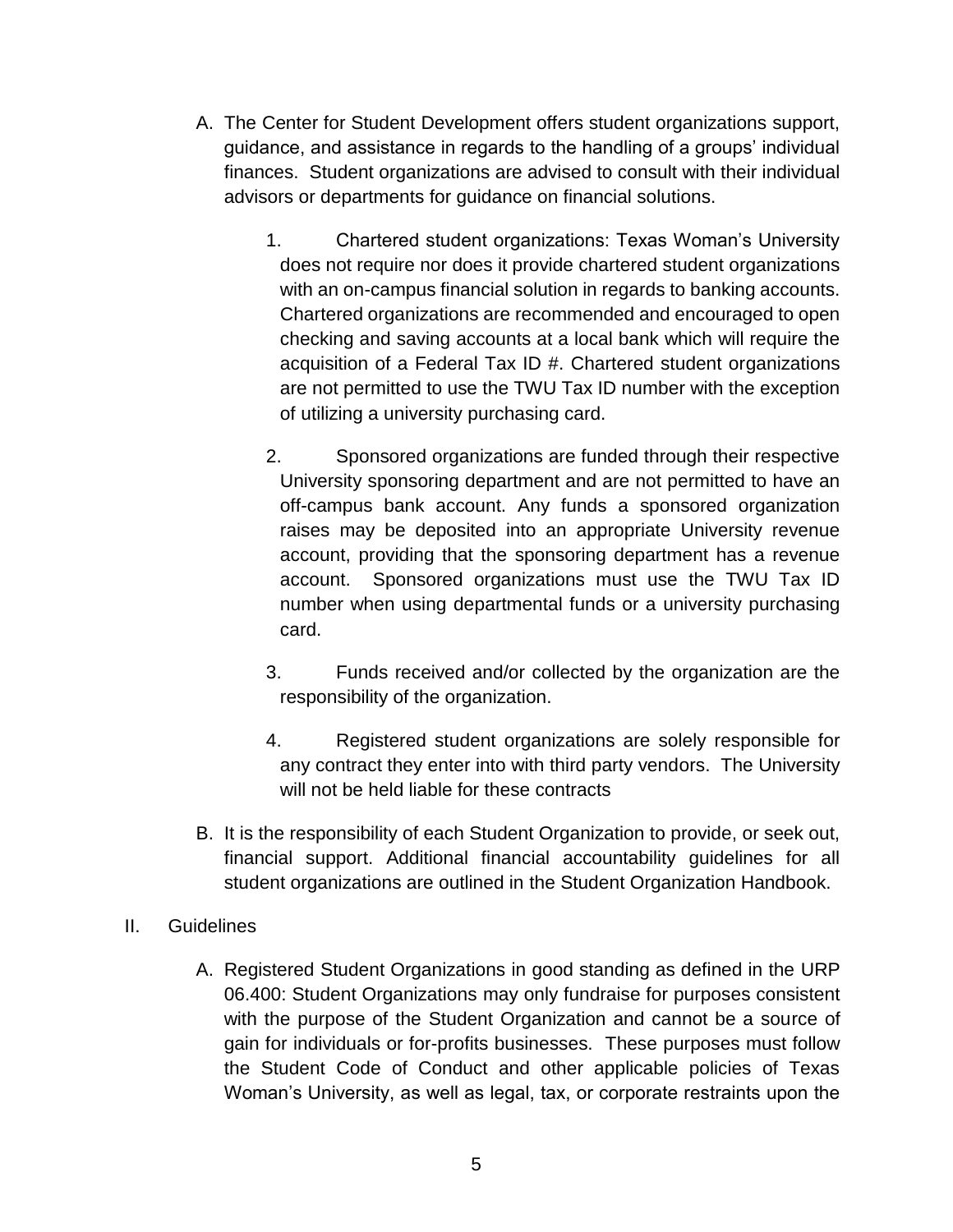A. The Center for Student Development offers student organizations support, guidance, and assistance in regards to the handling of a groups' individual finances. Student organizations are advised to consult with their individual advisors or departments for guidance on financial solutions.

   1. Chartered student organizations: Texas Woman's University does not require nor does it provide chartered student organizations with an on-campus financial solution in regards to banking accounts. Chartered organizations are recommended and encouraged to open checking and saving accounts at a local bank which will require the acquisition of a Federal Tax ID #. Chartered student organizations are not permitted to use the TWU Tax ID number with the exception of utilizing a university purchasing card.

   2. Sponsored organizations are funded through their respective University sponsoring department and are not permitted to have an off-campus bank account. Any funds a sponsored organization raises may be deposited into an appropriate University revenue account, providing that the sponsoring department has a revenue account. Sponsored organizations must use the TWU Tax ID number when using departmental funds or a university purchasing card.

   3. Funds received and/or collected by the organization are the responsibility of the organization.

   4. Registered student organizations are solely responsible for any contract they enter into with third party vendors. The University will not be held liable for these contracts

B. It is the responsibility of each Student Organization to provide, or seek out, financial support. Additional financial accountability guidelines for all student organizations are outlined in the Student Organization Handbook.

## II. Guidelines

A. Registered Student Organizations in good standing as defined in the URP 06.400: Student Organizations may only fundraise for purposes consistent with the purpose of the Student Organization and cannot be a source of gain for individuals or for-profits businesses. These purposes must follow the Student Code of Conduct and other applicable policies of Texas Woman's University, as well as legal, tax, or corporate restraints upon the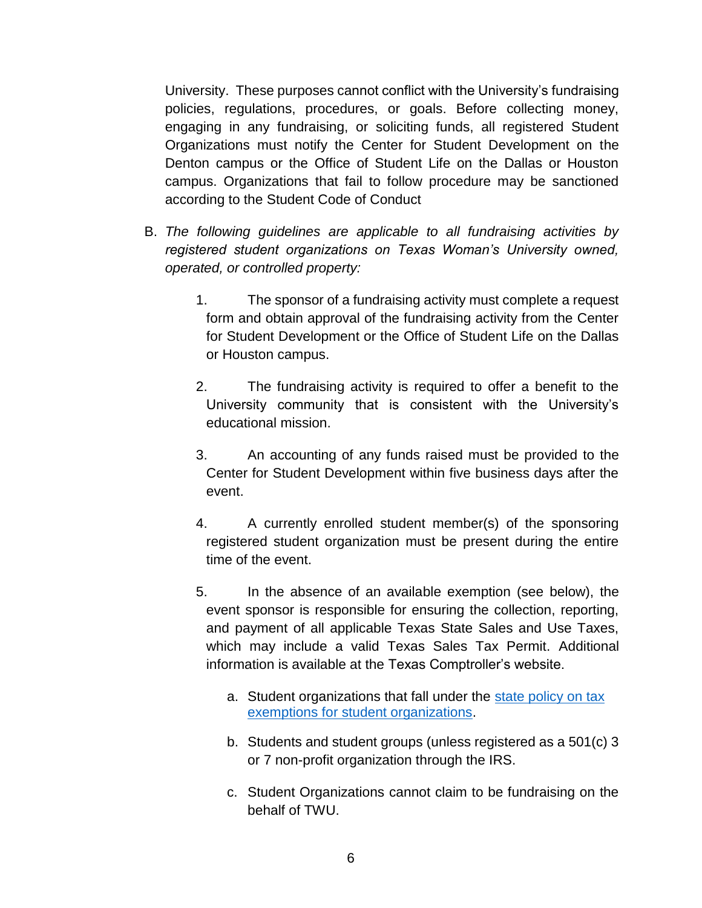University. These purposes cannot conflict with the University's fundraising policies, regulations, procedures, or goals. Before collecting money, engaging in any fundraising, or soliciting funds, all registered Student Organizations must notify the Center for Student Development on the Denton campus or the Office of Student Life on the Dallas or Houston campus. Organizations that fail to follow procedure may be sanctioned according to the Student Code of Conduct

B. *The following guidelines are applicable to all fundraising activities by registered student organizations on Texas Woman's University owned, operated, or controlled property:*

   1. The sponsor of a fundraising activity must complete a request form and obtain approval of the fundraising activity from the Center for Student Development or the Office of Student Life on the Dallas or Houston campus.

   2. The fundraising activity is required to offer a benefit to the University community that is consistent with the University's educational mission.

   3. An accounting of any funds raised must be provided to the Center for Student Development within five business days after the event.

   4. A currently enrolled student member(s) of the sponsoring registered student organization must be present during the entire time of the event.

   5. In the absence of an available exemption (see below), the event sponsor is responsible for ensuring the collection, reporting, and payment of all applicable Texas State Sales and Use Taxes, which may include a valid Texas Sales Tax Permit. Additional information is available at the Texas Comptroller's website.

      a. Student organizations that fall under the [state policy on tax exemptions for student organizations](#).

      b. Students and student groups (unless registered as a 501(c) 3 or 7 non-profit organization through the IRS.

      c. Student Organizations cannot claim to be fundraising on the behalf of TWU.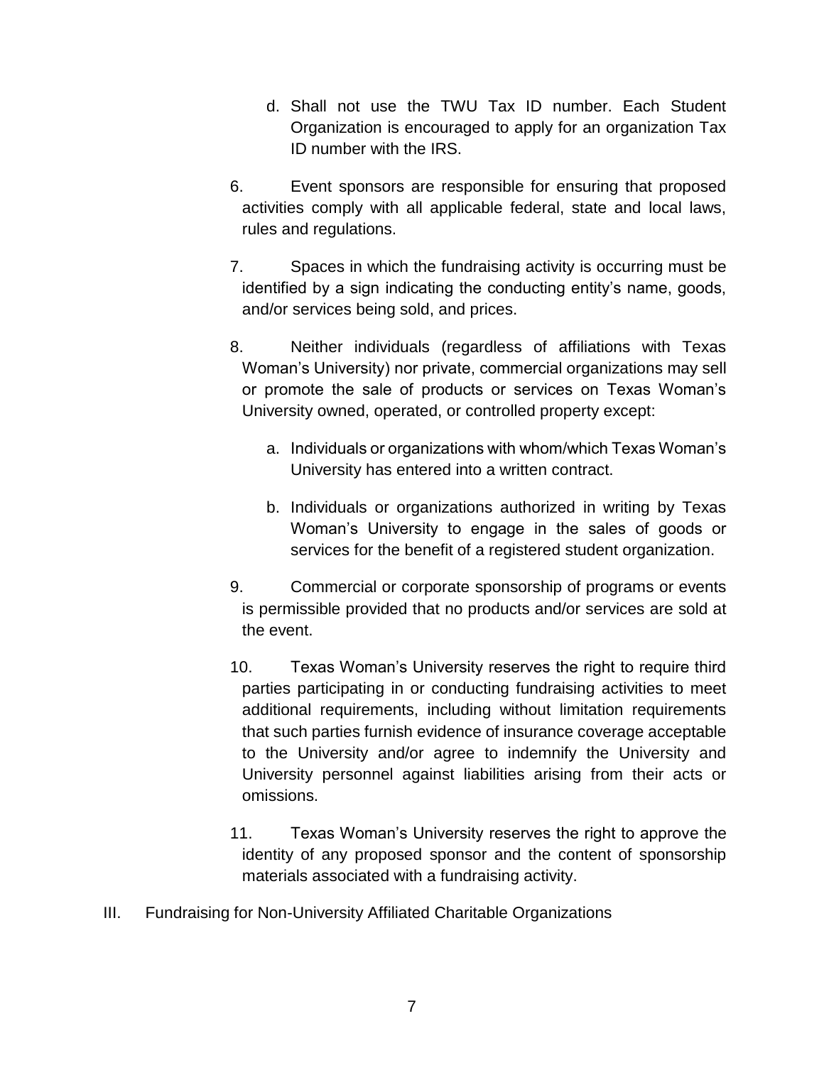d. Shall not use the TWU Tax ID number. Each Student Organization is encouraged to apply for an organization Tax ID number with the IRS.

6. Event sponsors are responsible for ensuring that proposed activities comply with all applicable federal, state and local laws, rules and regulations.

7. Spaces in which the fundraising activity is occurring must be identified by a sign indicating the conducting entity's name, goods, and/or services being sold, and prices.

8. Neither individuals (regardless of affiliations with Texas Woman's University) nor private, commercial organizations may sell or promote the sale of products or services on Texas Woman's University owned, operated, or controlled property except:

   a. Individuals or organizations with whom/which Texas Woman's University has entered into a written contract.

   b. Individuals or organizations authorized in writing by Texas Woman's University to engage in the sales of goods or services for the benefit of a registered student organization.

9. Commercial or corporate sponsorship of programs or events is permissible provided that no products and/or services are sold at the event.

10. Texas Woman's University reserves the right to require third parties participating in or conducting fundraising activities to meet additional requirements, including without limitation requirements that such parties furnish evidence of insurance coverage acceptable to the University and/or agree to indemnify the University and University personnel against liabilities arising from their acts or omissions.

11. Texas Woman's University reserves the right to approve the identity of any proposed sponsor and the content of sponsorship materials associated with a fundraising activity.

III. Fundraising for Non-University Affiliated Charitable Organizations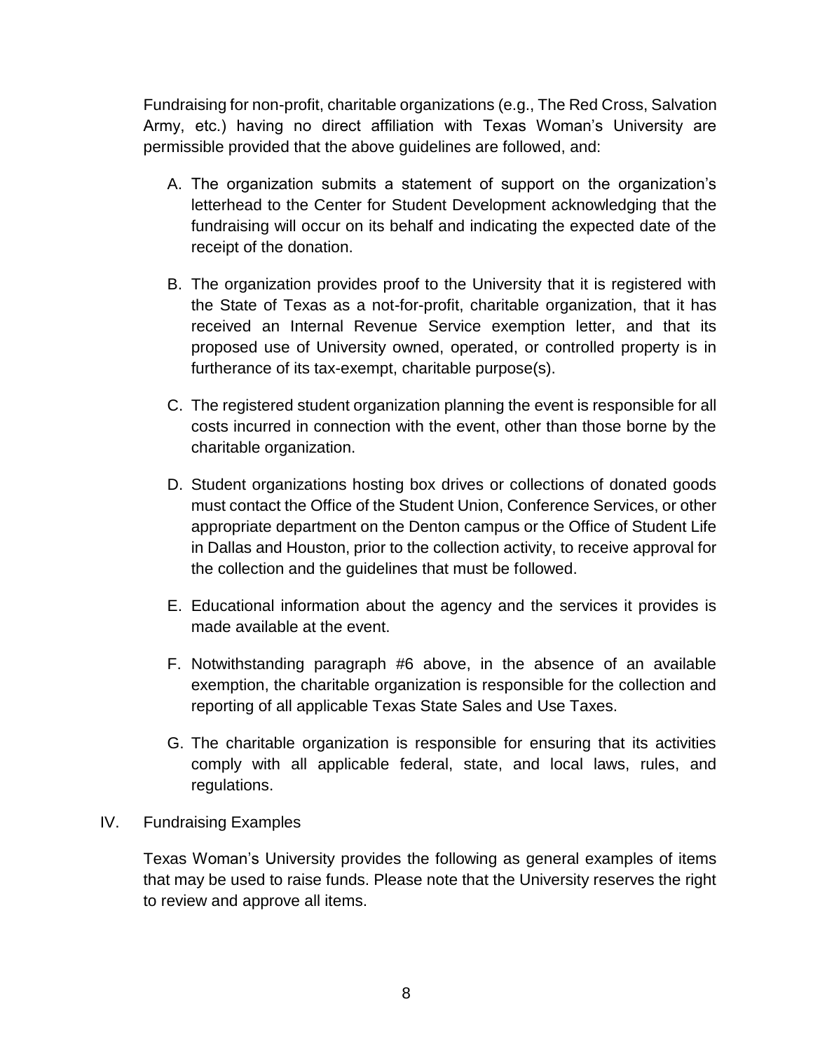Fundraising for non-profit, charitable organizations (e.g., The Red Cross, Salvation Army, etc.) having no direct affiliation with Texas Woman's University are permissible provided that the above guidelines are followed, and:

A. The organization submits a statement of support on the organization's letterhead to the Center for Student Development acknowledging that the fundraising will occur on its behalf and indicating the expected date of the receipt of the donation.

B. The organization provides proof to the University that it is registered with the State of Texas as a not-for-profit, charitable organization, that it has received an Internal Revenue Service exemption letter, and that its proposed use of University owned, operated, or controlled property is in furtherance of its tax-exempt, charitable purpose(s).

C. The registered student organization planning the event is responsible for all costs incurred in connection with the event, other than those borne by the charitable organization.

D. Student organizations hosting box drives or collections of donated goods must contact the Office of the Student Union, Conference Services, or other appropriate department on the Denton campus or the Office of Student Life in Dallas and Houston, prior to the collection activity, to receive approval for the collection and the guidelines that must be followed.

E. Educational information about the agency and the services it provides is made available at the event.

F. Notwithstanding paragraph #6 above, in the absence of an available exemption, the charitable organization is responsible for the collection and reporting of all applicable Texas State Sales and Use Taxes.

G. The charitable organization is responsible for ensuring that its activities comply with all applicable federal, state, and local laws, rules, and regulations.

## IV. Fundraising Examples

Texas Woman's University provides the following as general examples of items that may be used to raise funds. Please note that the University reserves the right to review and approve all items.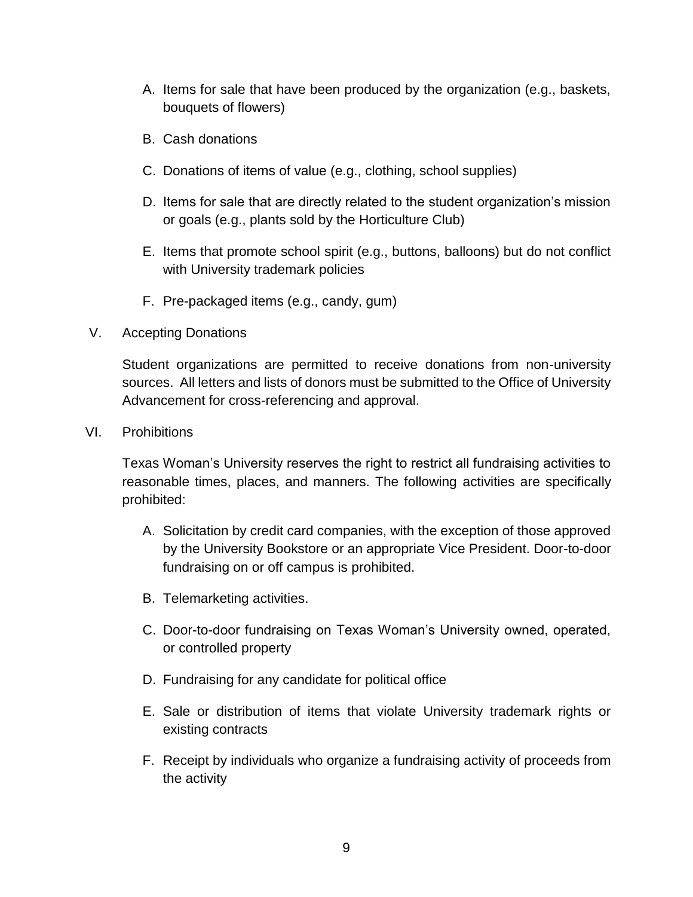A. Items for sale that have been produced by the organization (e.g., baskets, bouquets of flowers)

B. Cash donations

C. Donations of items of value (e.g., clothing, school supplies)

D. Items for sale that are directly related to the student organization's mission or goals (e.g., plants sold by the Horticulture Club)

E. Items that promote school spirit (e.g., buttons, balloons) but do not conflict with University trademark policies

F. Pre-packaged items (e.g., candy, gum)

V. Accepting Donations

Student organizations are permitted to receive donations from non-university sources. All letters and lists of donors must be submitted to the Office of University Advancement for cross-referencing and approval.

VI. Prohibitions

Texas Woman's University reserves the right to restrict all fundraising activities to reasonable times, places, and manners. The following activities are specifically prohibited:

A. Solicitation by credit card companies, with the exception of those approved by the University Bookstore or an appropriate Vice President. Door-to-door fundraising on or off campus is prohibited.

B. Telemarketing activities.

C. Door-to-door fundraising on Texas Woman's University owned, operated, or controlled property

D. Fundraising for any candidate for political office

E. Sale or distribution of items that violate University trademark rights or existing contracts

F. Receipt by individuals who organize a fundraising activity of proceeds from the activity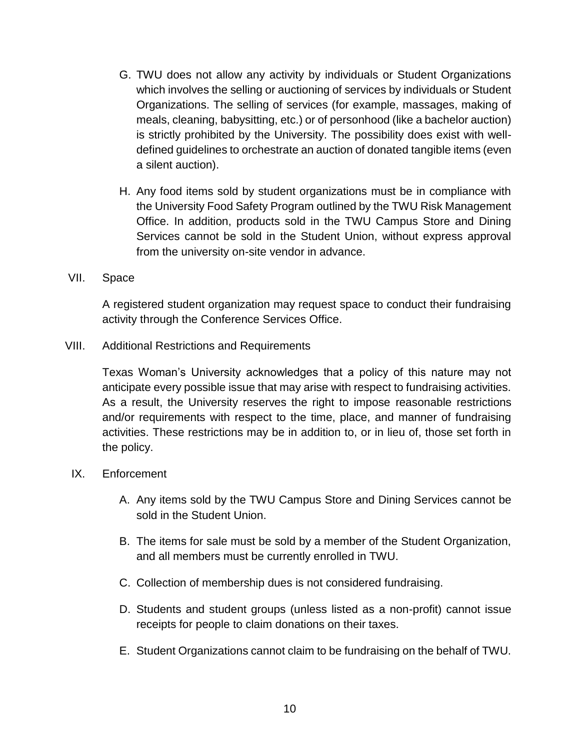G. TWU does not allow any activity by individuals or Student Organizations which involves the selling or auctioning of services by individuals or Student Organizations. The selling of services (for example, massages, making of meals, cleaning, babysitting, etc.) or of personhood (like a bachelor auction) is strictly prohibited by the University. The possibility does exist with well-defined guidelines to orchestrate an auction of donated tangible items (even a silent auction).

H. Any food items sold by student organizations must be in compliance with the University Food Safety Program outlined by the TWU Risk Management Office. In addition, products sold in the TWU Campus Store and Dining Services cannot be sold in the Student Union, without express approval from the university on-site vendor in advance.

## VII. Space

A registered student organization may request space to conduct their fundraising activity through the Conference Services Office.

## VIII. Additional Restrictions and Requirements

Texas Woman's University acknowledges that a policy of this nature may not anticipate every possible issue that may arise with respect to fundraising activities. As a result, the University reserves the right to impose reasonable restrictions and/or requirements with respect to the time, place, and manner of fundraising activities. These restrictions may be in addition to, or in lieu of, those set forth in the policy.

## IX. Enforcement

A. Any items sold by the TWU Campus Store and Dining Services cannot be sold in the Student Union.

B. The items for sale must be sold by a member of the Student Organization, and all members must be currently enrolled in TWU.

C. Collection of membership dues is not considered fundraising.

D. Students and student groups (unless listed as a non-profit) cannot issue receipts for people to claim donations on their taxes.

E. Student Organizations cannot claim to be fundraising on the behalf of TWU.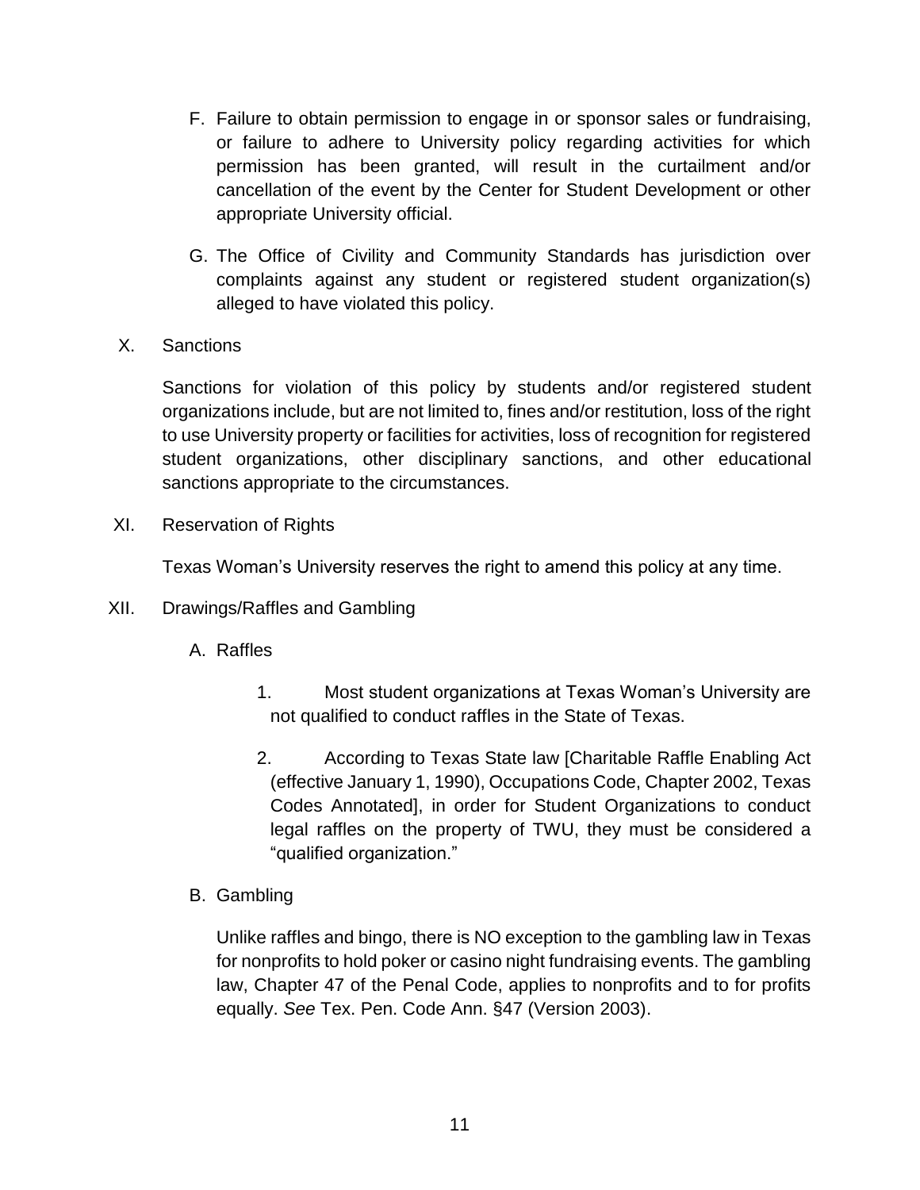F. Failure to obtain permission to engage in or sponsor sales or fundraising, or failure to adhere to University policy regarding activities for which permission has been granted, will result in the curtailment and/or cancellation of the event by the Center for Student Development or other appropriate University official.

G. The Office of Civility and Community Standards has jurisdiction over complaints against any student or registered student organization(s) alleged to have violated this policy.

## X. Sanctions

Sanctions for violation of this policy by students and/or registered student organizations include, but are not limited to, fines and/or restitution, loss of the right to use University property or facilities for activities, loss of recognition for registered student organizations, other disciplinary sanctions, and other educational sanctions appropriate to the circumstances.

## XI. Reservation of Rights

Texas Woman's University reserves the right to amend this policy at any time.

## XII. Drawings/Raffles and Gambling

### A. Raffles

1. Most student organizations at Texas Woman's University are not qualified to conduct raffles in the State of Texas.

2. According to Texas State law [Charitable Raffle Enabling Act (effective January 1, 1990), Occupations Code, Chapter 2002, Texas Codes Annotated], in order for Student Organizations to conduct legal raffles on the property of TWU, they must be considered a "qualified organization."

### B. Gambling

Unlike raffles and bingo, there is NO exception to the gambling law in Texas for nonprofits to hold poker or casino night fundraising events. The gambling law, Chapter 47 of the Penal Code, applies to nonprofits and to for profits equally. *See* Tex. Pen. Code Ann. §47 (Version 2003).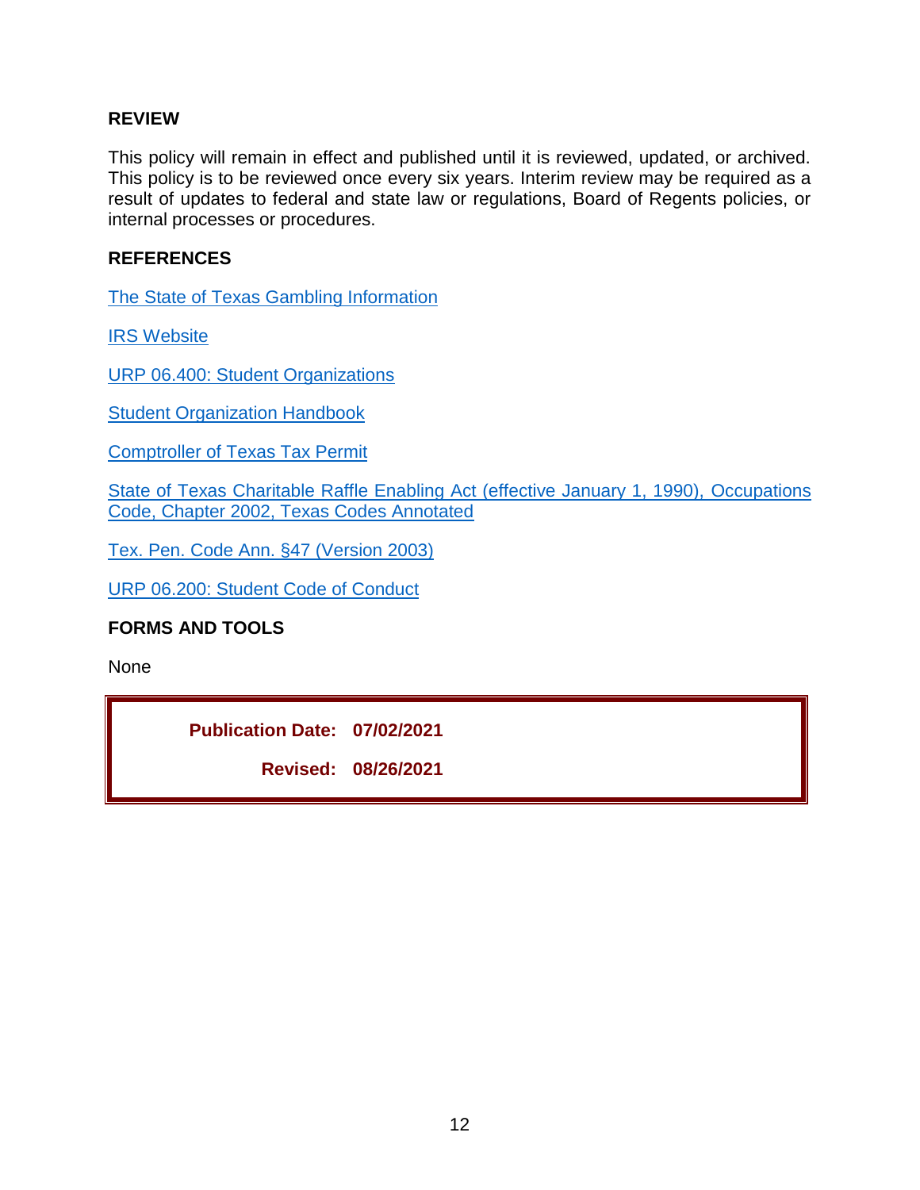## REVIEW

This policy will remain in effect and published until it is reviewed, updated, or archived. This policy is to be reviewed once every six years. Interim review may be required as a result of updates to federal and state law or regulations, Board of Regents policies, or internal processes or procedures.

## REFERENCES

The State of Texas Gambling Information

IRS Website

URP 06.400: Student Organizations

Student Organization Handbook

Comptroller of Texas Tax Permit

State of Texas Charitable Raffle Enabling Act (effective January 1, 1990), Occupations Code, Chapter 2002, Texas Codes Annotated

Tex. Pen. Code Ann. §47 (Version 2003)

URP 06.200: Student Code of Conduct

## FORMS AND TOOLS

None

**Publication Date: 07/02/2021**

**Revised: 08/26/2021**